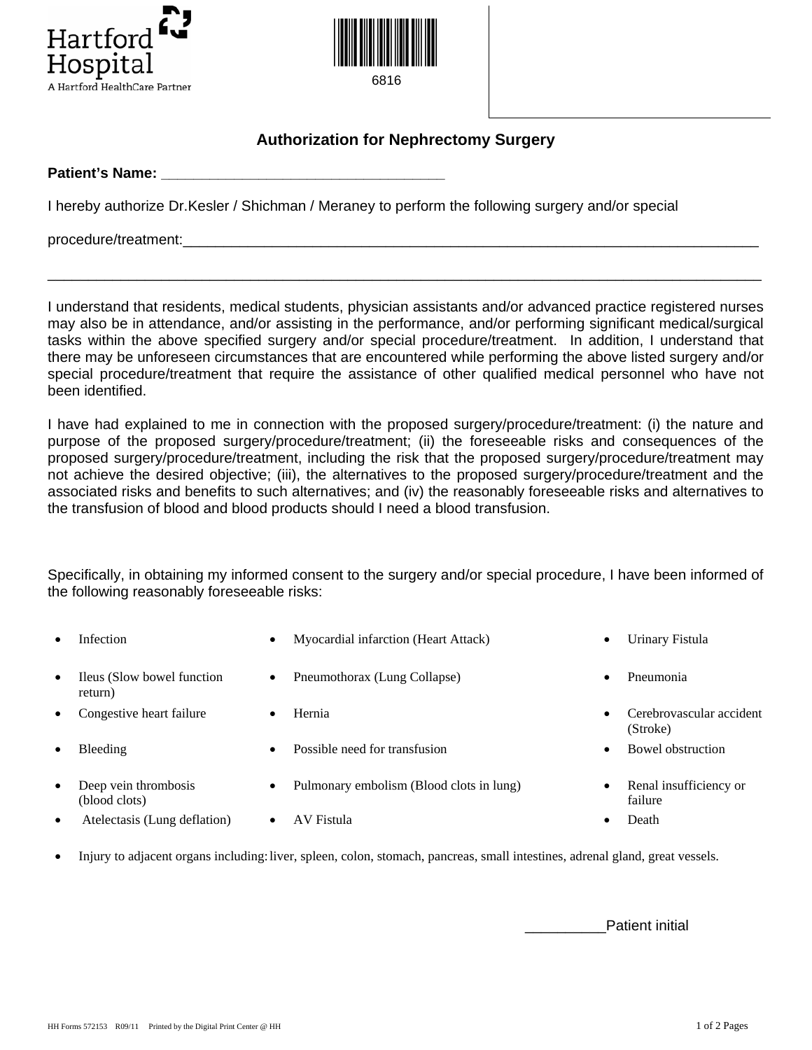Hartford Hospital
A Hartford HealthCare Partner

6816

# Authorization for Nephrectomy Surgery

**Patient's Name: ___________________________________**

I hereby authorize Dr.Kesler / Shichman / Meraney to perform the following surgery and/or special

procedure/treatment:_________________________________________________________________________

_____________________________________________________________________________________________

I understand that residents, medical students, physician assistants and/or advanced practice registered nurses may also be in attendance, and/or assisting in the performance, and/or performing significant medical/surgical tasks within the above specified surgery and/or special procedure/treatment. In addition, I understand that there may be unforeseen circumstances that are encountered while performing the above listed surgery and/or special procedure/treatment that require the assistance of other qualified medical personnel who have not been identified.

I have had explained to me in connection with the proposed surgery/procedure/treatment: (i) the nature and purpose of the proposed surgery/procedure/treatment; (ii) the foreseeable risks and consequences of the proposed surgery/procedure/treatment, including the risk that the proposed surgery/procedure/treatment may not achieve the desired objective; (iii), the alternatives to the proposed surgery/procedure/treatment and the associated risks and benefits to such alternatives; and (iv) the reasonably foreseeable risks and alternatives to the transfusion of blood and blood products should I need a blood transfusion.

Specifically, in obtaining my informed consent to the surgery and/or special procedure, I have been informed of the following reasonably foreseeable risks:

- Infection
- Myocardial infarction (Heart Attack)
- Urinary Fistula
- Ileus (Slow bowel function return)
- Pneumothorax (Lung Collapse)
- Pneumonia
- Congestive heart failure
- Hernia
- Cerebrovascular accident (Stroke)
- Bleeding
- Possible need for transfusion
- Bowel obstruction
- Deep vein thrombosis (blood clots)
- Pulmonary embolism (Blood clots in lung)
- Renal insufficiency or failure
- Atelectasis (Lung deflation)
- AV Fistula
- Death
- Injury to adjacent organs including: liver, spleen, colon, stomach, pancreas, small intestines, adrenal gland, great vessels.

__________Patient initial

HH Forms 572153 R09/11 Printed by the Digital Print Center @ HH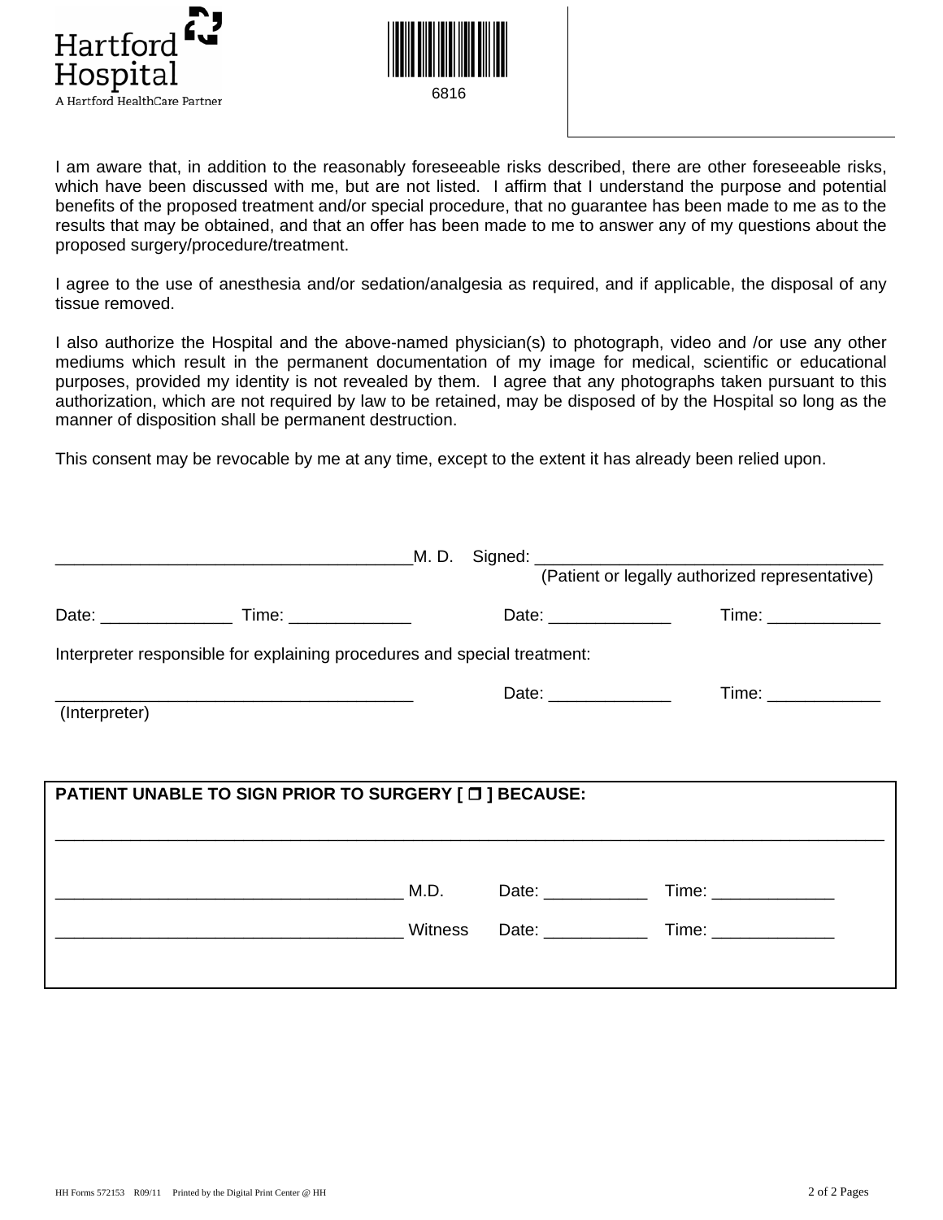Hartford Hospital

A Hartford HealthCare Partner

6816

I am aware that, in addition to the reasonably foreseeable risks described, there are other foreseeable risks, which have been discussed with me, but are not listed. I affirm that I understand the purpose and potential benefits of the proposed treatment and/or special procedure, that no guarantee has been made to me as to the results that may be obtained, and that an offer has been made to me to answer any of my questions about the proposed surgery/procedure/treatment.

I agree to the use of anesthesia and/or sedation/analgesia as required, and if applicable, the disposal of any tissue removed.

I also authorize the Hospital and the above-named physician(s) to photograph, video and /or use any other mediums which result in the permanent documentation of my image for medical, scientific or educational purposes, provided my identity is not revealed by them. I agree that any photographs taken pursuant to this authorization, which are not required by law to be retained, may be disposed of by the Hospital so long as the manner of disposition shall be permanent destruction.

This consent may be revocable by me at any time, except to the extent it has already been relied upon.

_____________________________________M. D.    Signed: ____________________________________
(Patient or legally authorized representative)

Date: ______________ Time: _____________    Date: _____________    Time: ____________

Interpreter responsible for explaining procedures and special treatment:

_____________________________________    Date: _____________    Time: ____________
(Interpreter)

**PATIENT UNABLE TO SIGN PRIOR TO SURGERY [ ❐ ] BECAUSE:**

___________________________________________________________________________________

____________________________________ M.D.    Date: ___________    Time: _____________

____________________________________ Witness    Date: ___________    Time: _____________

HH Forms 572153 R09/11 Printed by the Digital Print Center @ HH